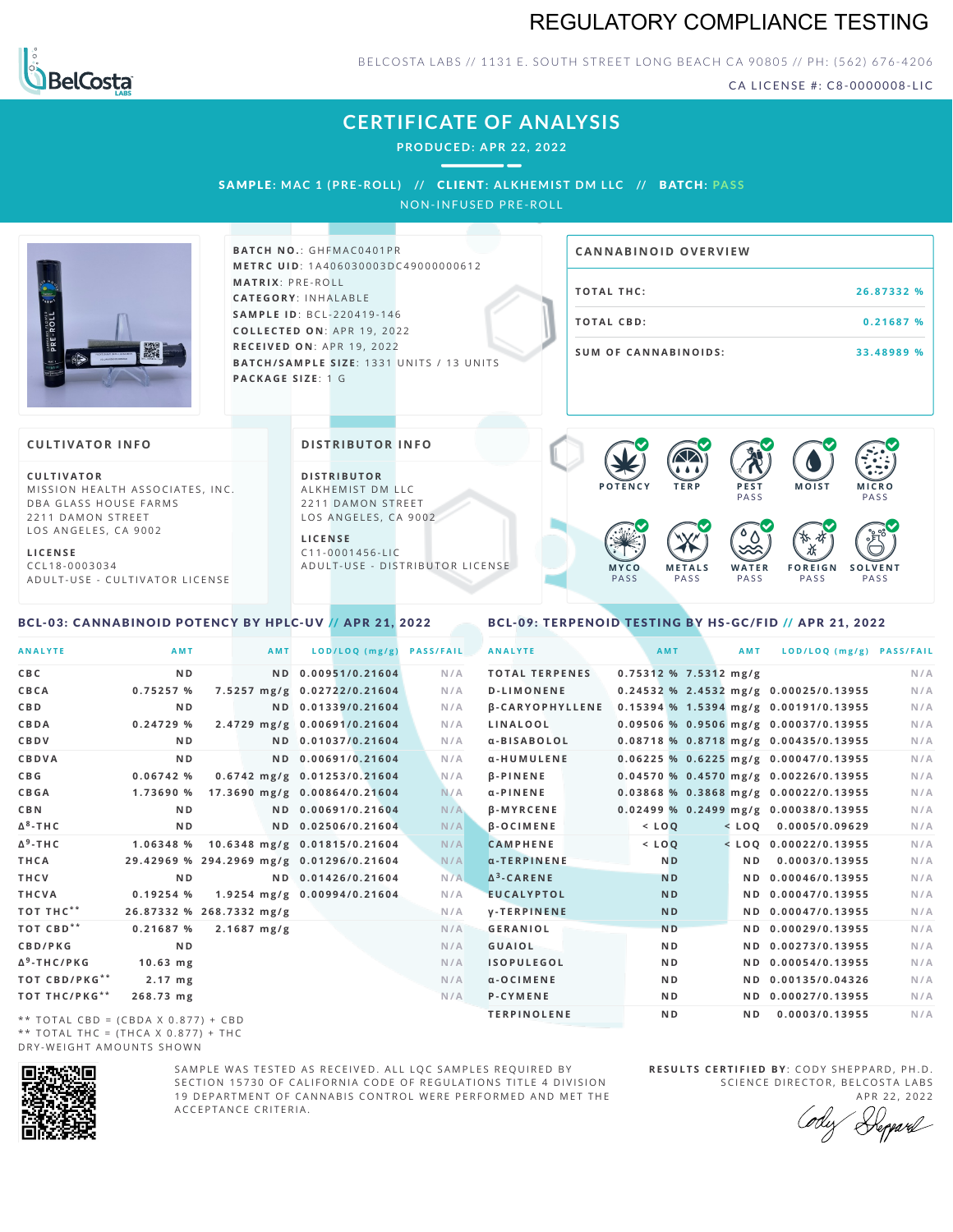# REGULATORY COMPLIANCE TESTING

BELCOSTA LABS // 1131 E. SOUTH STREET LONG BEACH CA 90805 // PH: (562) 676-4206

CA LICENSE #: C8-0000008-LIC

## CERTIFICATE OF ANALYSIS

**PRODUCED: APR 22, 2022**

**SAMPLE:** MAC 1 (PRE-ROLL) // **CLIENT:** ALKHEMIST DM LLC // **BATCH:** PASS

NON-INFUSED PRE-ROLL

**BATCH NO.:** GHFMAC0401PR
**METRC UID:** 1A406030003DC49000000612
**MATRIX:** PRE-ROLL
**CATEGORY:** INHALABLE
**SAMPLE ID:** BCL-220419-146
**COLLECTED ON:** APR 19, 2022
**RECEIVED ON:** APR 19, 2022
**BATCH/SAMPLE SIZE:** 1331 UNITS / 13 UNITS
**PACKAGE SIZE:** 1 G

### CANNABINOID OVERVIEW

| | |
|---|---|
| TOTAL THC: | 26.87332 % |
| TOTAL CBD: | 0.21687 % |
| SUM OF CANNABINOIDS: | 33.48989 % |

### CULTIVATOR INFO

**CULTIVATOR**
MISSION HEALTH ASSOCIATES, INC.
DBA GLASS HOUSE FARMS
2211 DAMON STREET
LOS ANGELES, CA 9002

**LICENSE**
CCL18-0003034
ADULT-USE - CULTIVATOR LICENSE

### DISTRIBUTOR INFO

**DISTRIBUTOR**
ALKHEMIST DM LLC
2211 DAMON STREET
LOS ANGELES, CA 9002

**LICENSE**
C11-0001456-LIC
ADULT-USE - DISTRIBUTOR LICENSE

POTENCY | TERP | PEST PASS | MOIST | MICRO PASS | MYCO PASS | METALS PASS | WATER PASS | FOREIGN PASS | SOLVENT PASS

### BCL-03: CANNABINOID POTENCY BY HPLC-UV // APR 21, 2022

| ANALYTE | AMT | AMT | LOD/LOQ (mg/g) | PASS/FAIL |
|---|---|---|---|---|
| CBC | ND | ND | 0.00951/0.21604 | N/A |
| CBCA | 0.75257 % | 7.5257 mg/g | 0.02722/0.21604 | N/A |
| CBD | ND | ND | 0.01339/0.21604 | N/A |
| CBDA | 0.24729 % | 2.4729 mg/g | 0.00691/0.21604 | N/A |
| CBDV | ND | ND | 0.01037/0.21604 | N/A |
| CBDVA | ND | ND | 0.00691/0.21604 | N/A |
| CBG | 0.06742 % | 0.6742 mg/g | 0.01253/0.21604 | N/A |
| CBGA | 1.73690 % | 17.3690 mg/g | 0.00864/0.21604 | N/A |
| CBN | ND | ND | 0.00691/0.21604 | N/A |
| $\Delta^8$-THC | ND | ND | 0.02506/0.21604 | N/A |
| $\Delta^9$-THC | 1.06348 % | 10.6348 mg/g | 0.01815/0.21604 | N/A |
| THCA | 29.42969 % | 294.2969 mg/g | 0.01296/0.21604 | N/A |
| THCV | ND | ND | 0.01426/0.21604 | N/A |
| THCVA | 0.19254 % | 1.9254 mg/g | 0.00994/0.21604 | N/A |
| TOT THC** | 26.87332 % | 268.7332 mg/g | | N/A |
| TOT CBD** | 0.21687 % | 2.1687 mg/g | | N/A |
| CBD/PKG | ND | | | N/A |
| $\Delta^9$-THC/PKG | 10.63 mg | | | N/A |
| TOT CBD/PKG** | 2.17 mg | | | N/A |
| TOT THC/PKG** | 268.73 mg | | | N/A |

** TOTAL CBD = (CBDA X 0.877) + CBD
** TOTAL THC = (THCA X 0.877) + THC
DRY-WEIGHT AMOUNTS SHOWN

### BCL-09: TERPENOID TESTING BY HS-GC/FID // APR 21, 2022

| ANALYTE | AMT | AMT | LOD/LOQ (mg/g) | PASS/FAIL |
|---|---|---|---|---|
| TOTAL TERPENES | 0.75312 % | 7.5312 mg/g | | N/A |
| D-LIMONENE | 0.24532 % | 2.4532 mg/g | 0.00025/0.13955 | N/A |
| β-CARYOPHYLLENE | 0.15394 % | 1.5394 mg/g | 0.00191/0.13955 | N/A |
| LINALOOL | 0.09506 % | 0.9506 mg/g | 0.00037/0.13955 | N/A |
| α-BISABOLOL | 0.08718 % | 0.8718 mg/g | 0.00435/0.13955 | N/A |
| α-HUMULENE | 0.06225 % | 0.6225 mg/g | 0.00047/0.13955 | N/A |
| β-PINENE | 0.04570 % | 0.4570 mg/g | 0.00226/0.13955 | N/A |
| α-PINENE | 0.03868 % | 0.3868 mg/g | 0.00022/0.13955 | N/A |
| β-MYRCENE | 0.02499 % | 0.2499 mg/g | 0.00038/0.13955 | N/A |
| β-OCIMENE | < LOQ | < LOQ | 0.0005/0.09629 | N/A |
| CAMPHENE | < LOQ | < LOQ | 0.00022/0.13955 | N/A |
| α-TERPINENE | ND | ND | 0.0003/0.13955 | N/A |
| $\Delta^3$-CARENE | ND | ND | 0.00046/0.13955 | N/A |
| EUCALYPTOL | ND | ND | 0.00047/0.13955 | N/A |
| γ-TERPINENE | ND | ND | 0.00047/0.13955 | N/A |
| GERANIOL | ND | ND | 0.00029/0.13955 | N/A |
| GUAIOL | ND | ND | 0.00273/0.13955 | N/A |
| ISOPULEGOL | ND | ND | 0.00054/0.13955 | N/A |
| α-OCIMENE | ND | ND | 0.00135/0.04326 | N/A |
| P-CYMENE | ND | ND | 0.00027/0.13955 | N/A |
| TERPINOLENE | ND | ND | 0.0003/0.13955 | N/A |

SAMPLE WAS TESTED AS RECEIVED. ALL LQC SAMPLES REQUIRED BY SECTION 15730 OF CALIFORNIA CODE OF REGULATIONS TITLE 4 DIVISION 19 DEPARTMENT OF CANNABIS CONTROL WERE PERFORMED AND MET THE ACCEPTANCE CRITERIA.

**RESULTS CERTIFIED BY:** CODY SHEPPARD, PH.D.
SCIENCE DIRECTOR, BELCOSTA LABS
APR 22, 2022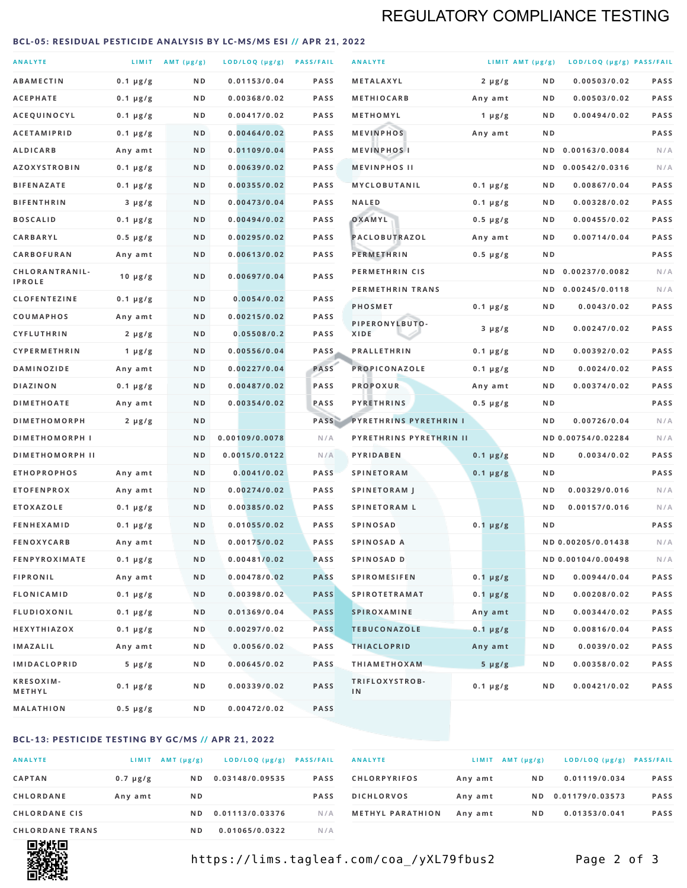# REGULATORY COMPLIANCE TESTING

## BCL-05: RESIDUAL PESTICIDE ANALYSIS BY LC-MS/MS ESI // APR 21, 2022

| ANALYTE | LIMIT | AMT (µg/g) | LOD/LOQ (µg/g) | PASS/FAIL |
|---|---|---|---|---|
| ABAMECTIN | 0.1 µg/g | ND | 0.01153/0.04 | PASS |
| ACEPHATE | 0.1 µg/g | ND | 0.00368/0.02 | PASS |
| ACEQUINOCYL | 0.1 µg/g | ND | 0.00417/0.02 | PASS |
| ACETAMIPRID | 0.1 µg/g | ND | 0.00464/0.02 | PASS |
| ALDICARB | Any amt | ND | 0.01109/0.04 | PASS |
| AZOXYSTROBIN | 0.1 µg/g | ND | 0.00639/0.02 | PASS |
| BIFENAZATE | 0.1 µg/g | ND | 0.00355/0.02 | PASS |
| BIFENTHRIN | 3 µg/g | ND | 0.00473/0.04 | PASS |
| BOSCALID | 0.1 µg/g | ND | 0.00494/0.02 | PASS |
| CARBARYL | 0.5 µg/g | ND | 0.00295/0.02 | PASS |
| CARBOFURAN | Any amt | ND | 0.00613/0.02 | PASS |
| CHLORANTRANILIPROLE | 10 µg/g | ND | 0.00697/0.04 | PASS |
| CLOFENTEZINE | 0.1 µg/g | ND | 0.0054/0.02 | PASS |
| COUMAPHOS | Any amt | ND | 0.00215/0.02 | PASS |
| CYFLUTHRIN | 2 µg/g | ND | 0.05508/0.2 | PASS |
| CYPERMETHRIN | 1 µg/g | ND | 0.00556/0.04 | PASS |
| DAMINOZIDE | Any amt | ND | 0.00227/0.04 | PASS |
| DIAZINON | 0.1 µg/g | ND | 0.00487/0.02 | PASS |
| DIMETHOATE | Any amt | ND | 0.00354/0.02 | PASS |
| DIMETHOMORPH | 2 µg/g | ND | | PASS |
| DIMETHOMORPH I | | ND | 0.00109/0.0078 | N/A |
| DIMETHOMORPH II | | ND | 0.0015/0.0122 | N/A |
| ETHOPROPHOS | Any amt | ND | 0.0041/0.02 | PASS |
| ETOFENPROX | Any amt | ND | 0.00274/0.02 | PASS |
| ETOXAZOLE | 0.1 µg/g | ND | 0.00385/0.02 | PASS |
| FENHEXAMID | 0.1 µg/g | ND | 0.01055/0.02 | PASS |
| FENOXYCARB | Any amt | ND | 0.00175/0.02 | PASS |
| FENPYROXIMATE | 0.1 µg/g | ND | 0.00481/0.02 | PASS |
| FIPRONIL | Any amt | ND | 0.00478/0.02 | PASS |
| FLONICAMID | 0.1 µg/g | ND | 0.00398/0.02 | PASS |
| FLUDIOXONIL | 0.1 µg/g | ND | 0.01369/0.04 | PASS |
| HEXYTHIAZOX | 0.1 µg/g | ND | 0.00297/0.02 | PASS |
| IMAZALIL | Any amt | ND | 0.0056/0.02 | PASS |
| IMIDACLOPRID | 5 µg/g | ND | 0.00645/0.02 | PASS |
| KRESOXIM-METHYL | 0.1 µg/g | ND | 0.00339/0.02 | PASS |
| MALATHION | 0.5 µg/g | ND | 0.00472/0.02 | PASS |
| METALAXYL | 2 µg/g | ND | 0.00503/0.02 | PASS |
| METHIOCARB | Any amt | ND | 0.00503/0.02 | PASS |
| METHOMYL | 1 µg/g | ND | 0.00494/0.02 | PASS |
| MEVINPHOS | Any amt | ND | | PASS |
| MEVINPHOS I | | ND | 0.00163/0.0084 | N/A |
| MEVINPHOS II | | ND | 0.00542/0.0316 | N/A |
| MYCLOBUTANIL | 0.1 µg/g | ND | 0.00867/0.04 | PASS |
| NALED | 0.1 µg/g | ND | 0.00328/0.02 | PASS |
| OXAMYL | 0.5 µg/g | ND | 0.00455/0.02 | PASS |
| PACLOBUTRAZOL | Any amt | ND | 0.00714/0.04 | PASS |
| PERMETHRIN | 0.5 µg/g | ND | | PASS |
| PERMETHRIN CIS | | ND | 0.00237/0.0082 | N/A |
| PERMETHRIN TRANS | | ND | 0.00245/0.0118 | N/A |
| PHOSMET | 0.1 µg/g | ND | 0.0043/0.02 | PASS |
| PIPERONYLBUTOXIDE | 3 µg/g | ND | 0.00247/0.02 | PASS |
| PRALLETHRIN | 0.1 µg/g | ND | 0.00392/0.02 | PASS |
| PROPICONAZOLE | 0.1 µg/g | ND | 0.0024/0.02 | PASS |
| PROPOXUR | Any amt | ND | 0.00374/0.02 | PASS |
| PYRETHRINS | 0.5 µg/g | ND | | PASS |
| PYRETHRINS PYRETHRIN I | | ND | 0.00726/0.04 | N/A |
| PYRETHRINS PYRETHRIN II | | ND | 0.00754/0.02284 | N/A |
| PYRIDABEN | 0.1 µg/g | ND | 0.0034/0.02 | PASS |
| SPINETORAM | 0.1 µg/g | ND | | PASS |
| SPINETORAM J | | ND | 0.00329/0.016 | N/A |
| SPINETORAM L | | ND | 0.00157/0.016 | N/A |
| SPINOSAD | 0.1 µg/g | ND | | PASS |
| SPINOSAD A | | ND | 0.00205/0.01438 | N/A |
| SPINOSAD D | | ND | 0.00104/0.00498 | N/A |
| SPIROMESIFEN | 0.1 µg/g | ND | 0.00944/0.04 | PASS |
| SPIROTETRAMAT | 0.1 µg/g | ND | 0.00208/0.02 | PASS |
| SPIROXAMINE | Any amt | ND | 0.00344/0.02 | PASS |
| TEBUCONAZOLE | 0.1 µg/g | ND | 0.00816/0.04 | PASS |
| THIACLOPRID | Any amt | ND | 0.0039/0.02 | PASS |
| THIAMETHOXAM | 5 µg/g | ND | 0.00358/0.02 | PASS |
| TRIFLOXYSTROBIN | 0.1 µg/g | ND | 0.00421/0.02 | PASS |

## BCL-13: PESTICIDE TESTING BY GC/MS // APR 21, 2022

| ANALYTE | LIMIT | AMT (µg/g) | LOD/LOQ (µg/g) | PASS/FAIL |
|---|---|---|---|---|
| CAPTAN | 0.7 µg/g | ND | 0.03148/0.09535 | PASS |
| CHLORDANE | Any amt | ND | | PASS |
| CHLORDANE CIS | | ND | 0.01113/0.03376 | N/A |
| CHLORDANE TRANS | | ND | 0.01065/0.0322 | N/A |
| CHLORPYRIFOS | Any amt | ND | 0.01119/0.034 | PASS |
| DICHLORVOS | Any amt | ND | 0.01179/0.03573 | PASS |
| METHYL PARATHION | Any amt | ND | 0.01353/0.041 | PASS |

https://lims.tagleaf.com/coa_/yXL79fbus2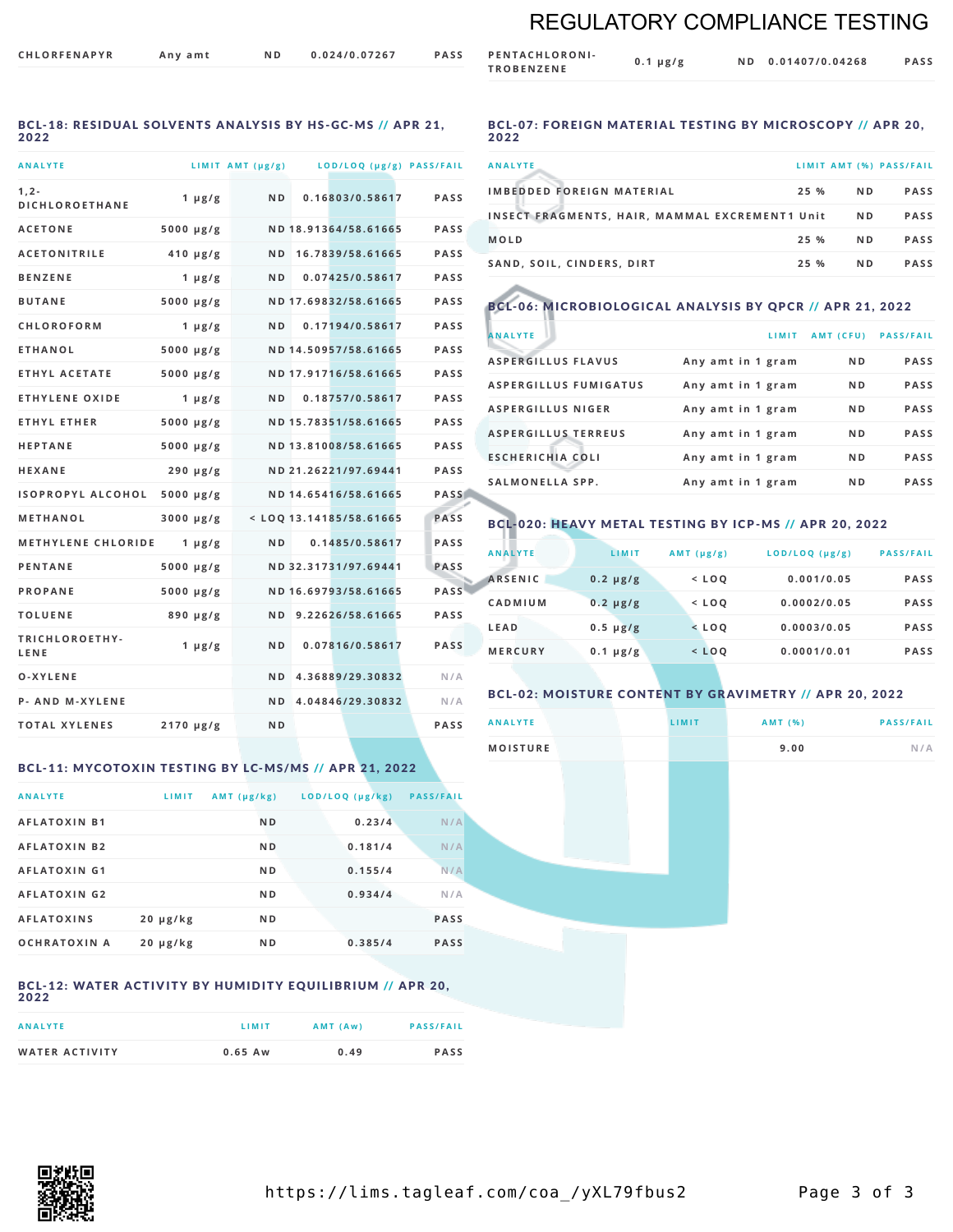# REGULATORY COMPLIANCE TESTING

| | | | | |
|---|---|---|---|---|
| CHLORFENAPYR | Any amt | ND | 0.024/0.07267 | PASS |
| PENTACHLORONITROBENZENE | 0.1 µg/g | ND | 0.01407/0.04268 | PASS |

## BCL-18: RESIDUAL SOLVENTS ANALYSIS BY HS-GC-MS // APR 21, 2022

| ANALYTE | LIMIT | AMT (µg/g) | LOD/LOQ (µg/g) | PASS/FAIL |
|---|---|---|---|---|
| 1,2-DICHLOROETHANE | 1 µg/g | ND | 0.16803/0.58617 | PASS |
| ACETONE | 5000 µg/g | ND | 18.91364/58.61665 | PASS |
| ACETONITRILE | 410 µg/g | ND | 16.7839/58.61665 | PASS |
| BENZENE | 1 µg/g | ND | 0.07425/0.58617 | PASS |
| BUTANE | 5000 µg/g | ND | 17.69832/58.61665 | PASS |
| CHLOROFORM | 1 µg/g | ND | 0.17194/0.58617 | PASS |
| ETHANOL | 5000 µg/g | ND | 14.50957/58.61665 | PASS |
| ETHYL ACETATE | 5000 µg/g | ND | 17.91716/58.61665 | PASS |
| ETHYLENE OXIDE | 1 µg/g | ND | 0.18757/0.58617 | PASS |
| ETHYL ETHER | 5000 µg/g | ND | 15.78351/58.61665 | PASS |
| HEPTANE | 5000 µg/g | ND | 13.81008/58.61665 | PASS |
| HEXANE | 290 µg/g | ND | 21.26221/97.69441 | PASS |
| ISOPROPYL ALCOHOL | 5000 µg/g | ND | 14.65416/58.61665 | PASS |
| METHANOL | 3000 µg/g | < LOQ | 13.14185/58.61665 | PASS |
| METHYLENE CHLORIDE | 1 µg/g | ND | 0.1485/0.58617 | PASS |
| PENTANE | 5000 µg/g | ND | 32.31731/97.69441 | PASS |
| PROPANE | 5000 µg/g | ND | 16.69793/58.61665 | PASS |
| TOLUENE | 890 µg/g | ND | 9.22626/58.61665 | PASS |
| TRICHLOROETHYLENE | 1 µg/g | ND | 0.07816/0.58617 | PASS |
| O-XYLENE | | ND | 4.36889/29.30832 | N/A |
| P- AND M-XYLENE | | ND | 4.04846/29.30832 | N/A |
| TOTAL XYLENES | 2170 µg/g | ND | | PASS |

## BCL-11: MYCOTOXIN TESTING BY LC-MS/MS // APR 21, 2022

| ANALYTE | LIMIT | AMT (µg/kg) | LOD/LOQ (µg/kg) | PASS/FAIL |
|---|---|---|---|---|
| AFLATOXIN B1 | | ND | 0.23/4 | N/A |
| AFLATOXIN B2 | | ND | 0.181/4 | N/A |
| AFLATOXIN G1 | | ND | 0.155/4 | N/A |
| AFLATOXIN G2 | | ND | 0.934/4 | N/A |
| AFLATOXINS | 20 µg/kg | ND | | PASS |
| OCHRATOXIN A | 20 µg/kg | ND | 0.385/4 | PASS |

## BCL-12: WATER ACTIVITY BY HUMIDITY EQUILIBRIUM // APR 20, 2022

| ANALYTE | LIMIT | AMT (Aw) | PASS/FAIL |
|---|---|---|---|
| WATER ACTIVITY | 0.65 Aw | 0.49 | PASS |

## BCL-07: FOREIGN MATERIAL TESTING BY MICROSCOPY // APR 20, 2022

| ANALYTE | LIMIT | AMT (%) | PASS/FAIL |
|---|---|---|---|
| IMBEDDED FOREIGN MATERIAL | 25 % | ND | PASS |
| INSECT FRAGMENTS, HAIR, MAMMAL EXCREMENT | 1 Unit | ND | PASS |
| MOLD | 25 % | ND | PASS |
| SAND, SOIL, CINDERS, DIRT | 25 % | ND | PASS |

## BCL-06: MICROBIOLOGICAL ANALYSIS BY QPCR // APR 21, 2022

| ANALYTE | LIMIT | AMT (CFU) | PASS/FAIL |
|---|---|---|---|
| ASPERGILLUS FLAVUS | Any amt in 1 gram | ND | PASS |
| ASPERGILLUS FUMIGATUS | Any amt in 1 gram | ND | PASS |
| ASPERGILLUS NIGER | Any amt in 1 gram | ND | PASS |
| ASPERGILLUS TERREUS | Any amt in 1 gram | ND | PASS |
| ESCHERICHIA COLI | Any amt in 1 gram | ND | PASS |
| SALMONELLA SPP. | Any amt in 1 gram | ND | PASS |

## BCL-020: HEAVY METAL TESTING BY ICP-MS // APR 20, 2022

| ANALYTE | LIMIT | AMT (µg/g) | LOD/LOQ (µg/g) | PASS/FAIL |
|---|---|---|---|---|
| ARSENIC | 0.2 µg/g | < LOQ | 0.001/0.05 | PASS |
| CADMIUM | 0.2 µg/g | < LOQ | 0.0002/0.05 | PASS |
| LEAD | 0.5 µg/g | < LOQ | 0.0003/0.05 | PASS |
| MERCURY | 0.1 µg/g | < LOQ | 0.0001/0.01 | PASS |

## BCL-02: MOISTURE CONTENT BY GRAVIMETRY // APR 20, 2022

| ANALYTE | LIMIT | AMT (%) | PASS/FAIL |
|---|---|---|---|
| MOISTURE | | 9.00 | N/A |

https://lims.tagleaf.com/coa_/yXL79fbus2